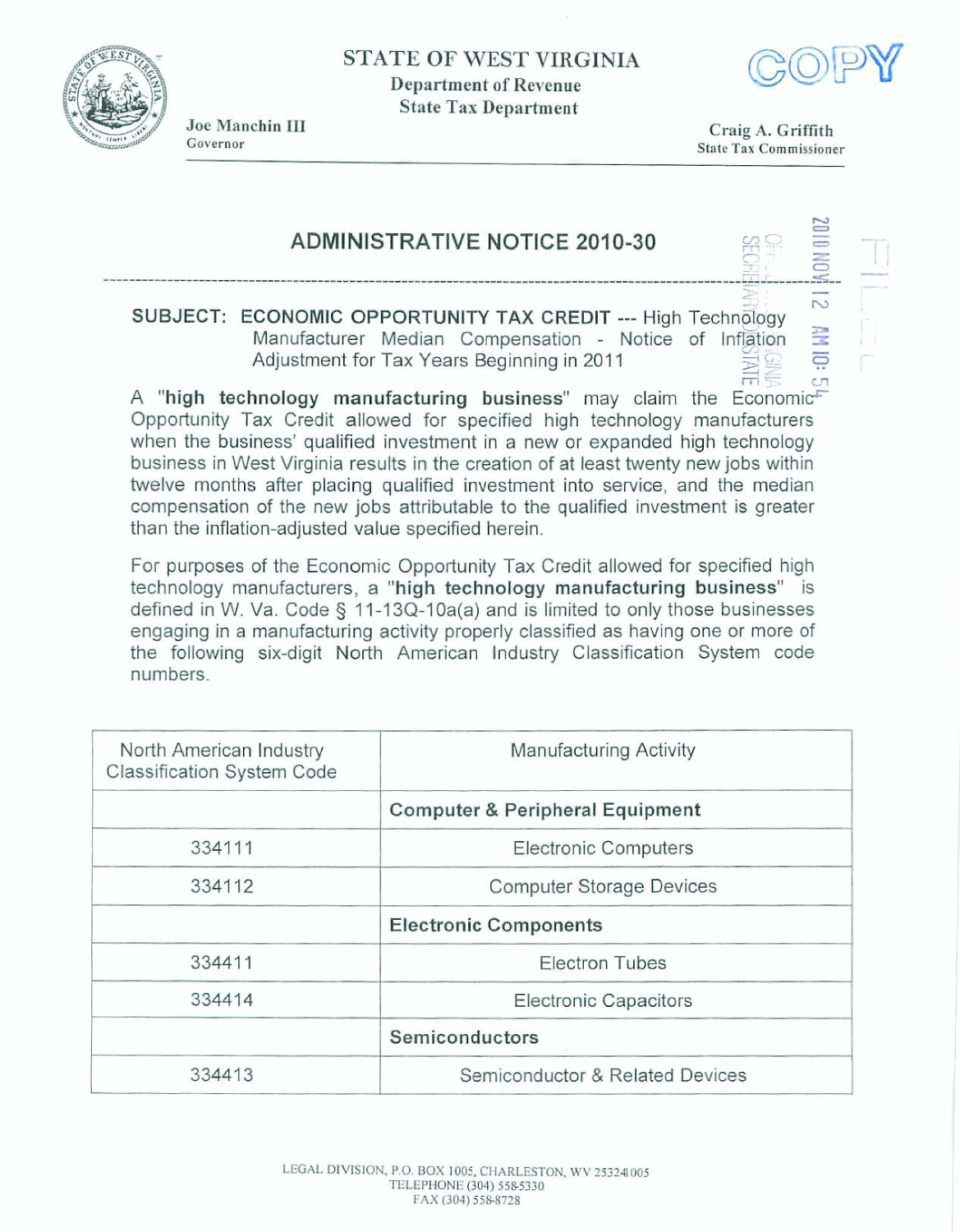STATE OF WEST VIRGINIA
Department of Revenue
State Tax Department

Joe Manchin III
Governor

Craig A. Griffith
State Tax Commissioner

COPY

# ADMINISTRATIVE NOTICE 2010-30

**SUBJECT: ECONOMIC OPPORTUNITY TAX CREDIT** --- High Technology Manufacturer Median Compensation - Notice of Inflation Adjustment for Tax Years Beginning in 2011

A "**high technology manufacturing business**" may claim the Economic Opportunity Tax Credit allowed for specified high technology manufacturers when the business' qualified investment in a new or expanded high technology business in West Virginia results in the creation of at least twenty new jobs within twelve months after placing qualified investment into service, and the median compensation of the new jobs attributable to the qualified investment is greater than the inflation-adjusted value specified herein.

For purposes of the Economic Opportunity Tax Credit allowed for specified high technology manufacturers, a "**high technology manufacturing business**" is defined in W. Va. Code § 11-13Q-10a(a) and is limited to only those businesses engaging in a manufacturing activity properly classified as having one or more of the following six-digit North American Industry Classification System code numbers.

| North American Industry Classification System Code | Manufacturing Activity |
|---|---|
| | **Computer & Peripheral Equipment** |
| 334111 | Electronic Computers |
| 334112 | Computer Storage Devices |
| | **Electronic Components** |
| 334411 | Electron Tubes |
| 334414 | Electronic Capacitors |
| | **Semiconductors** |
| 334413 | Semiconductor & Related Devices |

LEGAL DIVISION, P.O. BOX 1005, CHARLESTON, WV 253241005
TELEPHONE (304) 558-5330
FAX (304) 558-8728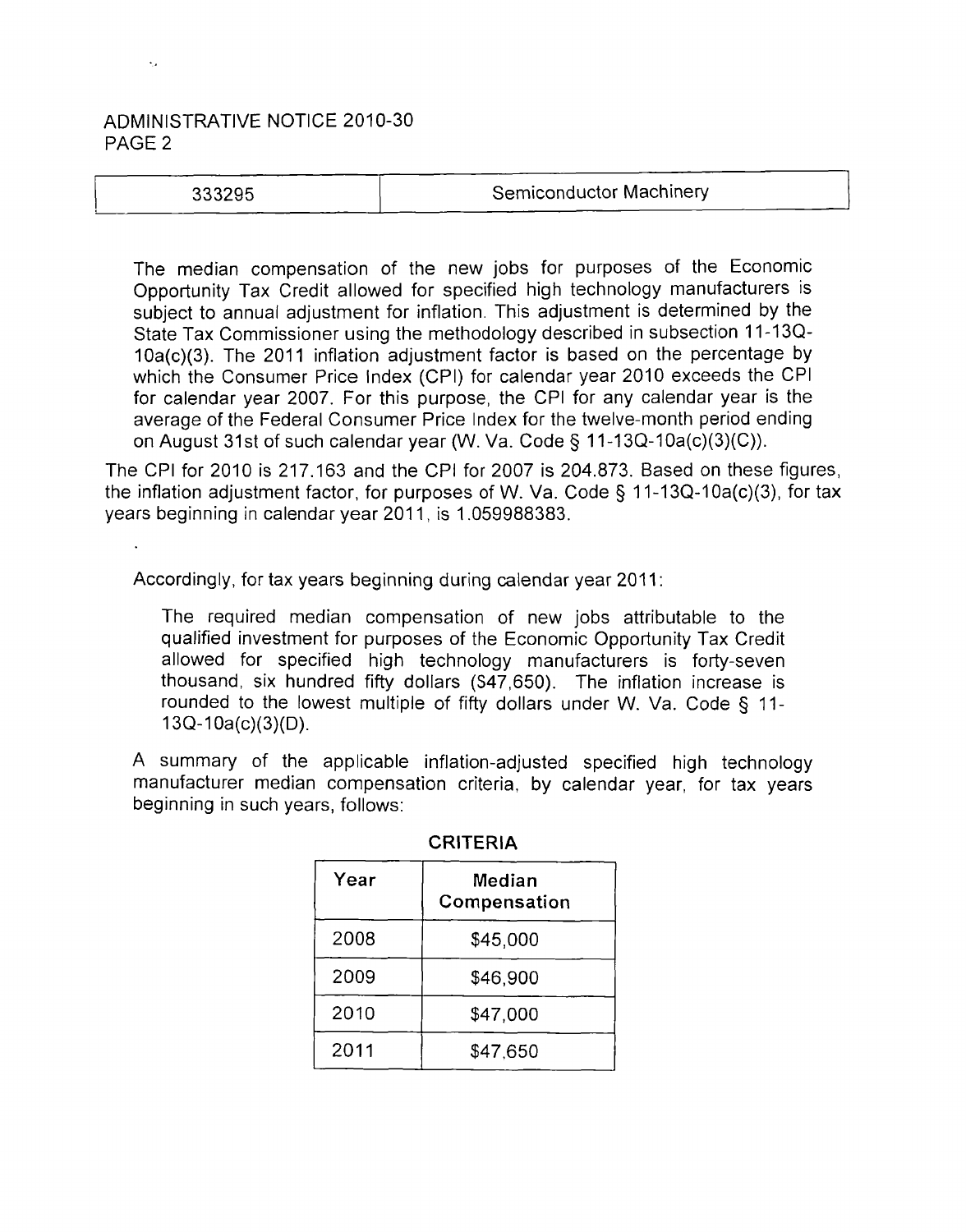| 333295 | Semiconductor Machinery |
|---|---|

The median compensation of the new jobs for purposes of the Economic Opportunity Tax Credit allowed for specified high technology manufacturers is subject to annual adjustment for inflation. This adjustment is determined by the State Tax Commissioner using the methodology described in subsection 11-13Q-10a(c)(3). The 2011 inflation adjustment factor is based on the percentage by which the Consumer Price Index (CPI) for calendar year 2010 exceeds the CPI for calendar year 2007. For this purpose, the CPI for any calendar year is the average of the Federal Consumer Price Index for the twelve-month period ending on August 31st of such calendar year (W. Va. Code § 11-13Q-10a(c)(3)(C)).

The CPI for 2010 is 217.163 and the CPI for 2007 is 204.873. Based on these figures, the inflation adjustment factor, for purposes of W. Va. Code § 11-13Q-10a(c)(3), for tax years beginning in calendar year 2011, is 1.059988383.

Accordingly, for tax years beginning during calendar year 2011:

The required median compensation of new jobs attributable to the qualified investment for purposes of the Economic Opportunity Tax Credit allowed for specified high technology manufacturers is forty-seven thousand, six hundred fifty dollars ($47,650). The inflation increase is rounded to the lowest multiple of fifty dollars under W. Va. Code § 11-13Q-10a(c)(3)(D).

A summary of the applicable inflation-adjusted specified high technology manufacturer median compensation criteria, by calendar year, for tax years beginning in such years, follows:

**CRITERIA**

| Year | Median Compensation |
|---|---|
| 2008 | $45,000 |
| 2009 | $46,900 |
| 2010 | $47,000 |
| 2011 | $47,650 |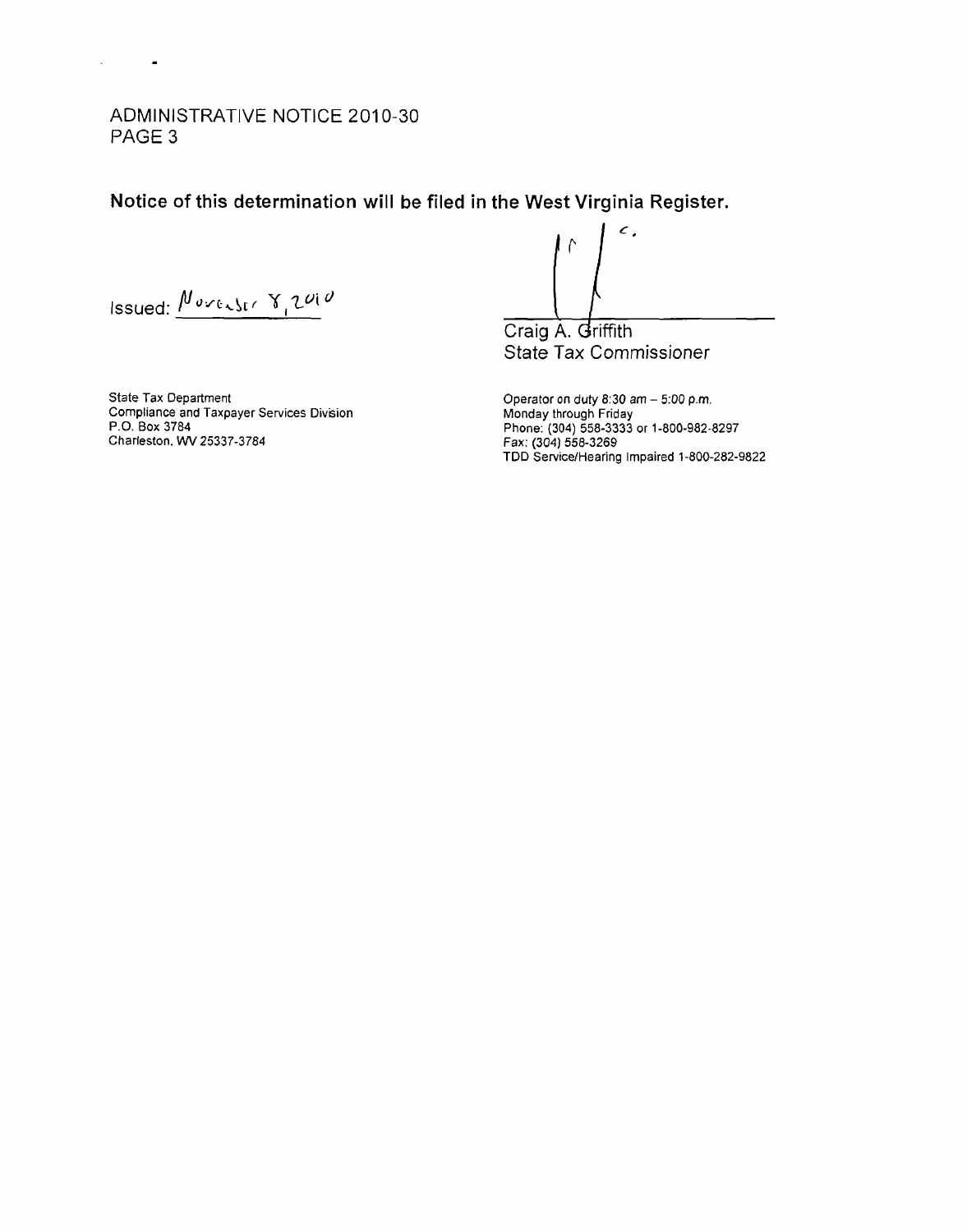ADMINISTRATIVE NOTICE 2010-30
PAGE 3

**Notice of this determination will be filed in the West Virginia Register.**

Issued: November 8, 2010

Craig A. Griffith
State Tax Commissioner

State Tax Department
Compliance and Taxpayer Services Division
P.O. Box 3784
Charleston, WV 25337-3784

Operator on duty 8:30 am – 5:00 p.m.
Monday through Friday
Phone: (304) 558-3333 or 1-800-982-8297
Fax: (304) 558-3269
TDD Service/Hearing Impaired 1-800-282-9822